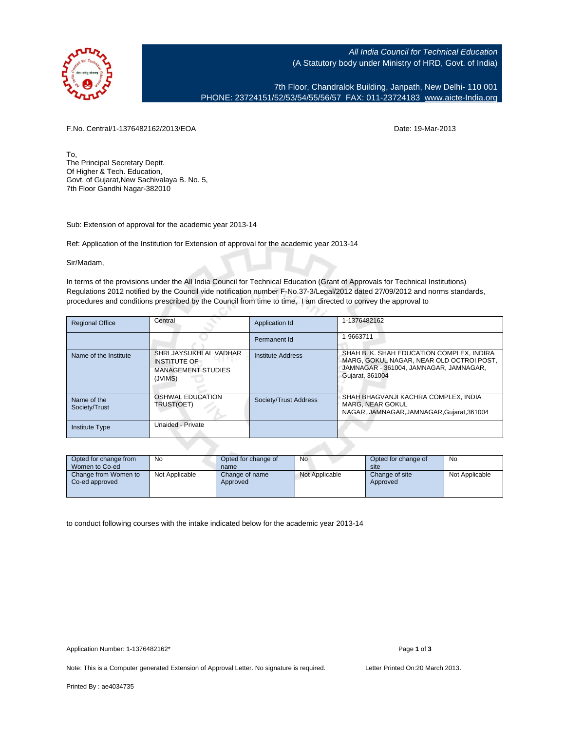All India Council for Technical Education
(A Statutory body under Ministry of HRD, Govt. of India)

7th Floor, Chandralok Building, Janpath, New Delhi- 110 001
PHONE: 23724151/52/53/54/55/56/57 FAX: 011-23724183 www.aicte-India.org

F.No. Central/1-1376482162/2013/EOA

Date: 19-Mar-2013

To,
The Principal Secretary Deptt.
Of Higher & Tech. Education,
Govt. of Gujarat,New Sachivalaya B. No. 5,
7th Floor Gandhi Nagar-382010

Sub: Extension of approval for the academic year 2013-14

Ref: Application of the Institution for Extension of approval for the academic year 2013-14

Sir/Madam,

In terms of the provisions under the All India Council for Technical Education (Grant of Approvals for Technical Institutions) Regulations 2012 notified by the Council vide notification number F-No.37-3/Legal/2012 dated 27/09/2012 and norms standards, procedures and conditions prescribed by the Council from time to time, I am directed to convey the approval to

| Regional Office | Central | Application Id | 1-1376482162 |
|---|---|---|---|
| | | Permanent Id | 1-9663711 |
| Name of the Institute | SHRI JAYSUKHLAL VADHAR INSTITUTE OF MANAGEMENT STUDIES (JVIMS) | Institute Address | SHAH B. K. SHAH EDUCATION COMPLEX, INDIRA MARG, GOKUL NAGAR, NEAR OLD OCTROI POST, JAMNAGAR - 361004, JAMNAGAR, JAMNAGAR, Gujarat, 361004 |
| Name of the Society/Trust | OSHWAL EDUCATION TRUST(OET) | Society/Trust Address | SHAH BHAGVANJI KACHRA COMPLEX, INDIA MARG, NEAR GOKUL NAGAR,,JAMNAGAR,JAMNAGAR,Gujarat,361004 |
| Institute Type | Unaided - Private | | |

| Opted for change from Women to Co-ed | No | Opted for change of name | No | Opted for change of site | No |
|---|---|---|---|---|---|
| Change from Women to Co-ed approved | Not Applicable | Change of name Approved | Not Applicable | Change of site Approved | Not Applicable |

to conduct following courses with the intake indicated below for the academic year 2013-14

Application Number: 1-1376482162*

Note: This is a Computer generated Extension of Approval Letter. No signature is required.

Letter Printed On:20 March 2013.

Printed By : ae4034735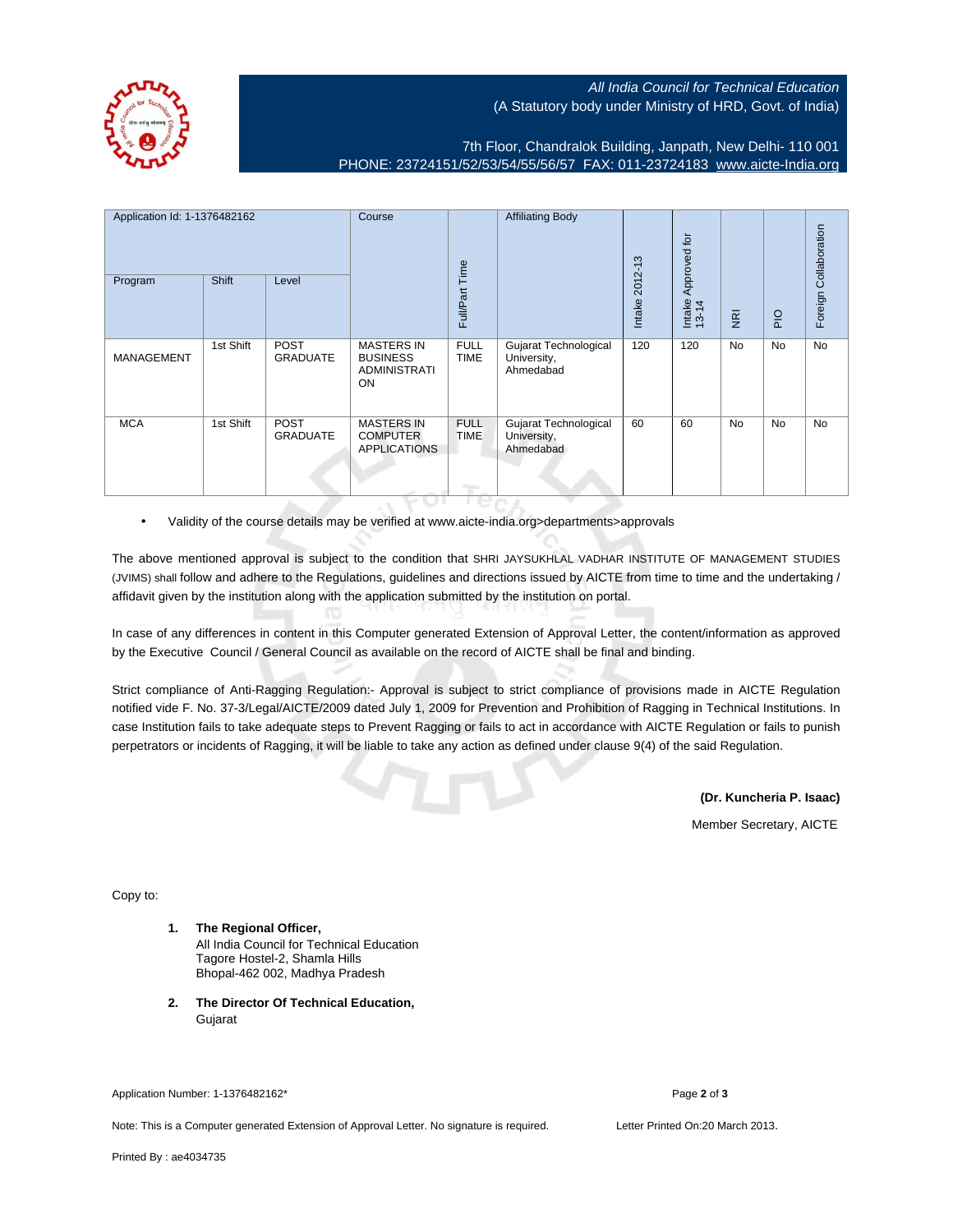All India Council for Technical Education
(A Statutory body under Ministry of HRD, Govt. of India)

7th Floor, Chandralok Building, Janpath, New Delhi- 110 001
PHONE: 23724151/52/53/54/55/56/57 FAX: 011-23724183 www.aicte-India.org

| Application Id: 1-1376482162 | | | Course | Full/Part Time | Affiliating Body | Intake 2012-13 | Intake Approved for 13-14 | NRI | PIO | Foreign Collaboration |
|---|---|---|---|---|---|---|---|---|---|---|
| Program | Shift | Level | | | | | | | | |
| MANAGEMENT | 1st Shift | POST GRADUATE | MASTERS IN BUSINESS ADMINISTRATION | FULL TIME | Gujarat Technological University, Ahmedabad | 120 | 120 | No | No | No |
| MCA | 1st Shift | POST GRADUATE | MASTERS IN COMPUTER APPLICATIONS | FULL TIME | Gujarat Technological University, Ahmedabad | 60 | 60 | No | No | No |

- Validity of the course details may be verified at www.aicte-india.org>departments>approvals

The above mentioned approval is subject to the condition that SHRI JAYSUKHLAL VADHAR INSTITUTE OF MANAGEMENT STUDIES (JVIMS) shall follow and adhere to the Regulations, guidelines and directions issued by AICTE from time to time and the undertaking / affidavit given by the institution along with the application submitted by the institution on portal.

In case of any differences in content in this Computer generated Extension of Approval Letter, the content/information as approved by the Executive Council / General Council as available on the record of AICTE shall be final and binding.

Strict compliance of Anti-Ragging Regulation:- Approval is subject to strict compliance of provisions made in AICTE Regulation notified vide F. No. 37-3/Legal/AICTE/2009 dated July 1, 2009 for Prevention and Prohibition of Ragging in Technical Institutions. In case Institution fails to take adequate steps to Prevent Ragging or fails to act in accordance with AICTE Regulation or fails to punish perpetrators or incidents of Ragging, it will be liable to take any action as defined under clause 9(4) of the said Regulation.

**(Dr. Kuncheria P. Isaac)**

Member Secretary, AICTE

Copy to:

1. **The Regional Officer,**
   All India Council for Technical Education
   Tagore Hostel-2, Shamla Hills
   Bhopal-462 002, Madhya Pradesh

2. **The Director Of Technical Education,**
   Gujarat

Application Number: 1-1376482162*

Note: This is a Computer generated Extension of Approval Letter. No signature is required.

Letter Printed On:20 March 2013.

Printed By : ae4034735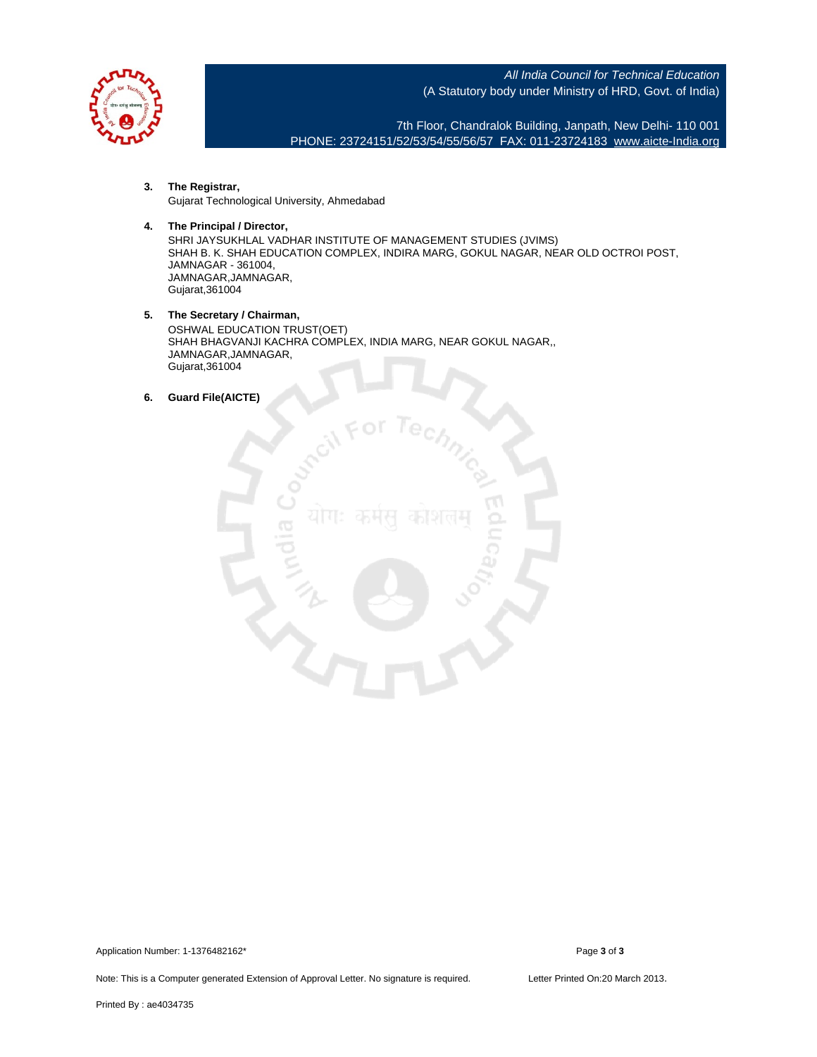3. **The Registrar,**
   Gujarat Technological University, Ahmedabad

4. **The Principal / Director,**
   SHRI JAYSUKHLAL VADHAR INSTITUTE OF MANAGEMENT STUDIES (JVIMS)
   SHAH B. K. SHAH EDUCATION COMPLEX, INDIRA MARG, GOKUL NAGAR, NEAR OLD OCTROI POST, JAMNAGAR - 361004,
   JAMNAGAR,JAMNAGAR,
   Gujarat,361004

5. **The Secretary / Chairman,**
   OSHWAL EDUCATION TRUST(OET)
   SHAH BHAGVANJI KACHRA COMPLEX, INDIA MARG, NEAR GOKUL NAGAR,,
   JAMNAGAR,JAMNAGAR,
   Gujarat,361004

6. **Guard File(AICTE)**

Application Number: 1-1376482162*

Note: This is a Computer generated Extension of Approval Letter. No signature is required.

Letter Printed On:20 March 2013.

Printed By : ae4034735